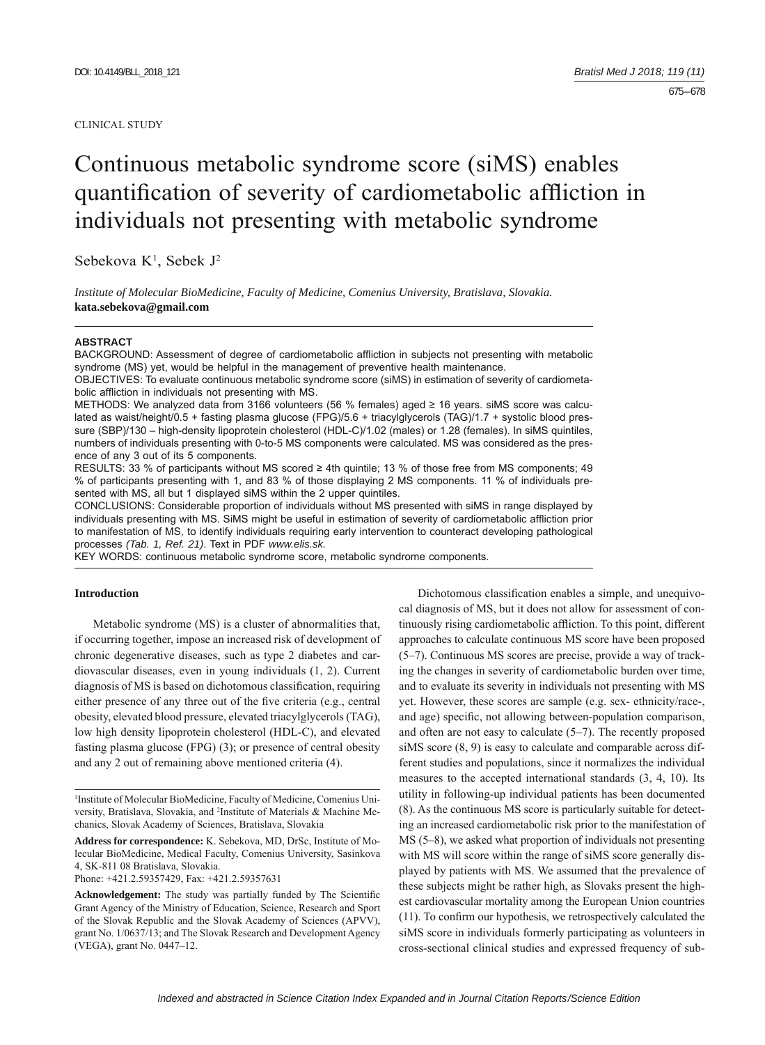CLINICAL STUDY

# Continuous metabolic syndrome score (siMS) enables quantification of severity of cardiometabolic affliction in individuals not presenting with metabolic syndrome

Sebekova K[1], Sebek J[2]

*Institute of Molecular BioMedicine, Faculty of Medicine, Comenius University, Bratislava, Slovakia.*
**kata.sebekova@gmail.com**

**ABSTRACT**

BACKGROUND: Assessment of degree of cardiometabolic affliction in subjects not presenting with metabolic syndrome (MS) yet, would be helpful in the management of preventive health maintenance.

OBJECTIVES: To evaluate continuous metabolic syndrome score (siMS) in estimation of severity of cardiometabolic affliction in individuals not presenting with MS.

METHODS: We analyzed data from 3166 volunteers (56 % females) aged ≥ 16 years. siMS score was calculated as waist/height/0.5 + fasting plasma glucose (FPG)/5.6 + triacylglycerols (TAG)/1.7 + systolic blood pressure (SBP)/130 – high-density lipoprotein cholesterol (HDL-C)/1.02 (males) or 1.28 (females). In siMS quintiles, numbers of individuals presenting with 0-to-5 MS components were calculated. MS was considered as the presence of any 3 out of its 5 components.

RESULTS: 33 % of participants without MS scored ≥ 4th quintile; 13 % of those free from MS components; 49 % of participants presenting with 1, and 83 % of those displaying 2 MS components. 11 % of individuals presented with MS, all but 1 displayed siMS within the 2 upper quintiles.

CONCLUSIONS: Considerable proportion of individuals without MS presented with siMS in range displayed by individuals presenting with MS. SiMS might be useful in estimation of severity of cardiometabolic affliction prior to manifestation of MS, to identify individuals requiring early intervention to counteract developing pathological processes *(Tab. 1, Ref. 21)*. Text in PDF *www.elis.sk.*

KEY WORDS: continuous metabolic syndrome score, metabolic syndrome components.

## Introduction

Metabolic syndrome (MS) is a cluster of abnormalities that, if occurring together, impose an increased risk of development of chronic degenerative diseases, such as type 2 diabetes and cardiovascular diseases, even in young individuals (1, 2). Current diagnosis of MS is based on dichotomous classification, requiring either presence of any three out of the five criteria (e.g., central obesity, elevated blood pressure, elevated triacylglycerols (TAG), low high density lipoprotein cholesterol (HDL-C), and elevated fasting plasma glucose (FPG) (3); or presence of central obesity and any 2 out of remaining above mentioned criteria (4).

Dichotomous classification enables a simple, and unequivocal diagnosis of MS, but it does not allow for assessment of continuously rising cardiometabolic affliction. To this point, different approaches to calculate continuous MS score have been proposed (5–7). Continuous MS scores are precise, provide a way of tracking the changes in severity of cardiometabolic burden over time, and to evaluate its severity in individuals not presenting with MS yet. However, these scores are sample (e.g. sex- ethnicity/race-, and age) specific, not allowing between-population comparison, and often are not easy to calculate (5–7). The recently proposed siMS score (8, 9) is easy to calculate and comparable across different studies and populations, since it normalizes the individual measures to the accepted international standards (3, 4, 10). Its utility in following-up individual patients has been documented (8). As the continuous MS score is particularly suitable for detecting an increased cardiometabolic risk prior to the manifestation of MS (5–8), we asked what proportion of individuals not presenting with MS will score within the range of siMS score generally displayed by patients with MS. We assumed that the prevalence of these subjects might be rather high, as Slovaks present the highest cardiovascular mortality among the European Union countries (11). To confirm our hypothesis, we retrospectively calculated the siMS score in individuals formerly participating as volunteers in cross-sectional clinical studies and expressed frequency of sub-

[1]Institute of Molecular BioMedicine, Faculty of Medicine, Comenius University, Bratislava, Slovakia, and [2]Institute of Materials & Machine Mechanics, Slovak Academy of Sciences, Bratislava, Slovakia

**Address for correspondence:** K. Sebekova, MD, DrSc, Institute of Molecular BioMedicine, Medical Faculty, Comenius University, Sasinkova 4, SK-811 08 Bratislava, Slovakia.
Phone: +421.2.59357429, Fax: +421.2.59357631

**Acknowledgement:** The study was partially funded by The Scientific Grant Agency of the Ministry of Education, Science, Research and Sport of the Slovak Republic and the Slovak Academy of Sciences (APVV), grant No. 1/0637/13; and The Slovak Research and Development Agency (VEGA), grant No. 0447–12.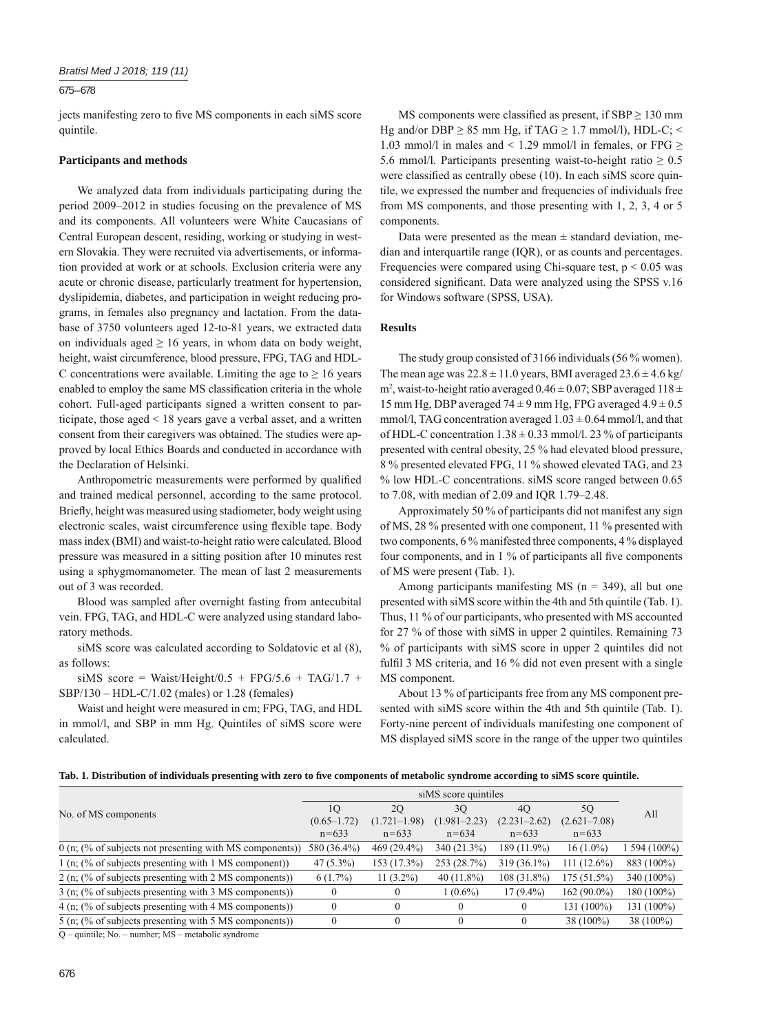jects manifesting zero to five MS components in each siMS score quintile.

### Participants and methods

We analyzed data from individuals participating during the period 2009–2012 in studies focusing on the prevalence of MS and its components. All volunteers were White Caucasians of Central European descent, residing, working or studying in western Slovakia. They were recruited via advertisements, or information provided at work or at schools. Exclusion criteria were any acute or chronic disease, particularly treatment for hypertension, dyslipidemia, diabetes, and participation in weight reducing programs, in females also pregnancy and lactation. From the database of 3750 volunteers aged 12-to-81 years, we extracted data on individuals aged ≥ 16 years, in whom data on body weight, height, waist circumference, blood pressure, FPG, TAG and HDL-C concentrations were available. Limiting the age to ≥ 16 years enabled to employ the same MS classification criteria in the whole cohort. Full-aged participants signed a written consent to participate, those aged < 18 years gave a verbal asset, and a written consent from their caregivers was obtained. The studies were approved by local Ethics Boards and conducted in accordance with the Declaration of Helsinki.

Anthropometric measurements were performed by qualified and trained medical personnel, according to the same protocol. Briefly, height was measured using stadiometer, body weight using electronic scales, waist circumference using flexible tape. Body mass index (BMI) and waist-to-height ratio were calculated. Blood pressure was measured in a sitting position after 10 minutes rest using a sphygmomanometer. The mean of last 2 measurements out of 3 was recorded.

Blood was sampled after overnight fasting from antecubital vein. FPG, TAG, and HDL-C were analyzed using standard laboratory methods.

siMS score was calculated according to Soldatovic et al (8), as follows:

siMS score = Waist/Height/0.5 + FPG/5.6 + TAG/1.7 + SBP/130 – HDL-C/1.02 (males) or 1.28 (females)

Waist and height were measured in cm; FPG, TAG, and HDL in mmol/l, and SBP in mm Hg. Quintiles of siMS score were calculated.

MS components were classified as present, if SBP ≥ 130 mm Hg and/or DBP ≥ 85 mm Hg, if TAG ≥ 1.7 mmol/l), HDL-C; < 1.03 mmol/l in males and < 1.29 mmol/l in females, or FPG ≥ 5.6 mmol/l. Participants presenting waist-to-height ratio ≥ 0.5 were classified as centrally obese (10). In each siMS score quintile, we expressed the number and frequencies of individuals free from MS components, and those presenting with 1, 2, 3, 4 or 5 components.

Data were presented as the mean ± standard deviation, median and interquartile range (IQR), or as counts and percentages. Frequencies were compared using Chi-square test, $p < 0.05$ was considered significant. Data were analyzed using the SPSS v.16 for Windows software (SPSS, USA).

### Results

The study group consisted of 3166 individuals (56 % women). The mean age was 22.8 ± 11.0 years, BMI averaged 23.6 ± 4.6 kg/m$^2$, waist-to-height ratio averaged 0.46 ± 0.07; SBP averaged 118 ± 15 mm Hg, DBP averaged 74 ± 9 mm Hg, FPG averaged 4.9 ± 0.5 mmol/l, TAG concentration averaged 1.03 ± 0.64 mmol/l, and that of HDL-C concentration 1.38 ± 0.33 mmol/l. 23 % of participants presented with central obesity, 25 % had elevated blood pressure, 8 % presented elevated FPG, 11 % showed elevated TAG, and 23 % low HDL-C concentrations. siMS score ranged between 0.65 to 7.08, with median of 2.09 and IQR 1.79–2.48.

Approximately 50 % of participants did not manifest any sign of MS, 28 % presented with one component, 11 % presented with two components, 6 % manifested three components, 4 % displayed four components, and in 1 % of participants all five components of MS were present (Tab. 1).

Among participants manifesting MS (n = 349), all but one presented with siMS score within the 4th and 5th quintile (Tab. 1). Thus, 11 % of our participants, who presented with MS accounted for 27 % of those with siMS in upper 2 quintiles. Remaining 73 % of participants with siMS score in upper 2 quintiles did not fulfil 3 MS criteria, and 16 % did not even present with a single MS component.

About 13 % of participants free from any MS component presented with siMS score within the 4th and 5th quintile (Tab. 1). Forty-nine percent of individuals manifesting one component of MS displayed siMS score in the range of the upper two quintiles

**Tab. 1. Distribution of individuals presenting with zero to five components of metabolic syndrome according to siMS score quintile.**

| No. of MS components | siMS score quintiles | | | | | All |
|---|---|---|---|---|---|---|
| | 1Q (0.65–1.72) n=633 | 2Q (1.721–1.98) n=633 | 3Q (1.981–2.23) n=634 | 4Q (2.231–2.62) n=633 | 5Q (2.621–7.08) n=633 | |
| 0 (n; (% of subjects not presenting with MS components)) | 580 (36.4%) | 469 (29.4%) | 340 (21.3%) | 189 (11.9%) | 16 (1.0%) | 1 594 (100%) |
| 1 (n; (% of subjects presenting with 1 MS component)) | 47 (5.3%) | 153 (17.3%) | 253 (28.7%) | 319 (36.1%) | 111 (12.6%) | 883 (100%) |
| 2 (n; (% of subjects presenting with 2 MS components)) | 6 (1.7%) | 11 (3.2%) | 40 (11.8%) | 108 (31.8%) | 175 (51.5%) | 340 (100%) |
| 3 (n; (% of subjects presenting with 3 MS components)) | 0 | 0 | 1 (0.6%) | 17 (9.4%) | 162 (90.0%) | 180 (100%) |
| 4 (n; (% of subjects presenting with 4 MS components)) | 0 | 0 | 0 | 0 | 131 (100%) | 131 (100%) |
| 5 (n; (% of subjects presenting with 5 MS components)) | 0 | 0 | 0 | 0 | 38 (100%) | 38 (100%) |

Q – quintile; No. – number; MS – metabolic syndrome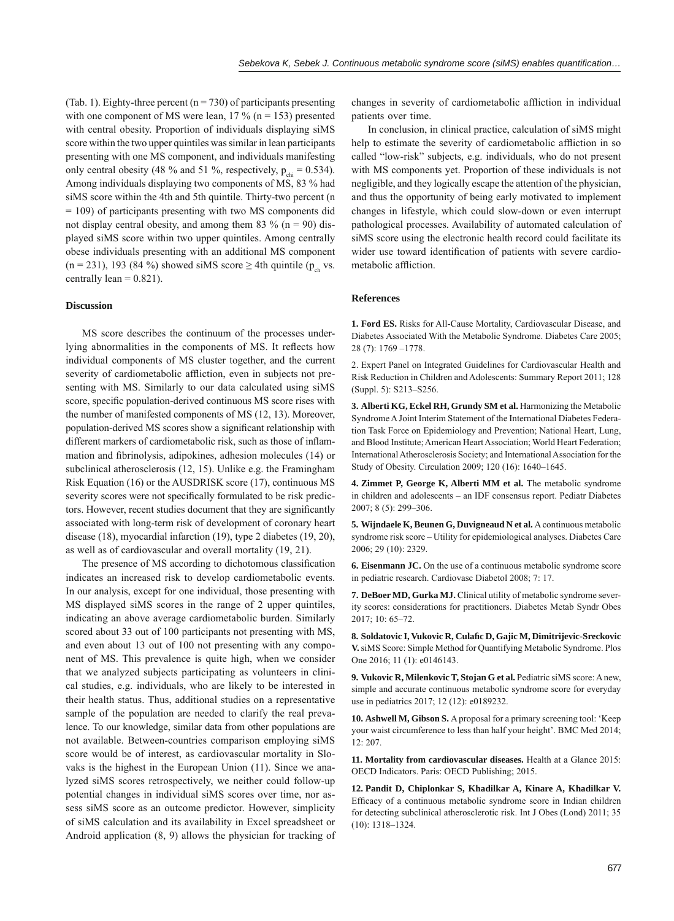(Tab. 1). Eighty-three percent (n = 730) of participants presenting with one component of MS were lean, 17 % (n = 153) presented with central obesity. Proportion of individuals displaying siMS score within the two upper quintiles was similar in lean participants presenting with one MS component, and individuals manifesting only central obesity (48 % and 51 %, respectively, $p_{chi} = 0.534$). Among individuals displaying two components of MS, 83 % had siMS score within the 4th and 5th quintile. Thirty-two percent (n = 109) of participants presenting with two MS components did not display central obesity, and among them 83 % (n = 90) displayed siMS score within two upper quintiles. Among centrally obese individuals presenting with an additional MS component (n = 231), 193 (84 %) showed siMS score ≥ 4th quintile ($p_{ch}$ vs. centrally lean = 0.821).

## Discussion

MS score describes the continuum of the processes underlying abnormalities in the components of MS. It reflects how individual components of MS cluster together, and the current severity of cardiometabolic affliction, even in subjects not presenting with MS. Similarly to our data calculated using siMS score, specific population-derived continuous MS score rises with the number of manifested components of MS (12, 13). Moreover, population-derived MS scores show a significant relationship with different markers of cardiometabolic risk, such as those of inflammation and fibrinolysis, adipokines, adhesion molecules (14) or subclinical atherosclerosis (12, 15). Unlike e.g. the Framingham Risk Equation (16) or the AUSDRISK score (17), continuous MS severity scores were not specifically formulated to be risk predictors. However, recent studies document that they are significantly associated with long-term risk of development of coronary heart disease (18), myocardial infarction (19), type 2 diabetes (19, 20), as well as of cardiovascular and overall mortality (19, 21).

The presence of MS according to dichotomous classification indicates an increased risk to develop cardiometabolic events. In our analysis, except for one individual, those presenting with MS displayed siMS scores in the range of 2 upper quintiles, indicating an above average cardiometabolic burden. Similarly scored about 33 out of 100 participants not presenting with MS, and even about 13 out of 100 not presenting with any component of MS. This prevalence is quite high, when we consider that we analyzed subjects participating as volunteers in clinical studies, e.g. individuals, who are likely to be interested in their health status. Thus, additional studies on a representative sample of the population are needed to clarify the real prevalence. To our knowledge, similar data from other populations are not available. Between-countries comparison employing siMS score would be of interest, as cardiovascular mortality in Slovaks is the highest in the European Union (11). Since we analyzed siMS scores retrospectively, we neither could follow-up potential changes in individual siMS scores over time, nor assess siMS score as an outcome predictor. However, simplicity of siMS calculation and its availability in Excel spreadsheet or Android application (8, 9) allows the physician for tracking of changes in severity of cardiometabolic affliction in individual patients over time.

In conclusion, in clinical practice, calculation of siMS might help to estimate the severity of cardiometabolic affliction in so called "low-risk" subjects, e.g. individuals, who do not present with MS components yet. Proportion of these individuals is not negligible, and they logically escape the attention of the physician, and thus the opportunity of being early motivated to implement changes in lifestyle, which could slow-down or even interrupt pathological processes. Availability of automated calculation of siMS score using the electronic health record could facilitate its wider use toward identification of patients with severe cardiometabolic affliction.

## References

**1. Ford ES.** Risks for All-Cause Mortality, Cardiovascular Disease, and Diabetes Associated With the Metabolic Syndrome. Diabetes Care 2005; 28 (7): 1769 –1778.

2. Expert Panel on Integrated Guidelines for Cardiovascular Health and Risk Reduction in Children and Adolescents: Summary Report 2011; 128 (Suppl. 5): S213–S256.

**3. Alberti KG, Eckel RH, Grundy SM et al.** Harmonizing the Metabolic Syndrome A Joint Interim Statement of the International Diabetes Federation Task Force on Epidemiology and Prevention; National Heart, Lung, and Blood Institute; American Heart Association; World Heart Federation; International Atherosclerosis Society; and International Association for the Study of Obesity. Circulation 2009; 120 (16): 1640–1645.

**4. Zimmet P, George K, Alberti MM et al.** The metabolic syndrome in children and adolescents – an IDF consensus report. Pediatr Diabetes 2007; 8 (5): 299–306.

**5. Wijndaele K, Beunen G, Duvigneaud N et al.** A continuous metabolic syndrome risk score – Utility for epidemiological analyses. Diabetes Care 2006; 29 (10): 2329.

**6. Eisenmann JC.** On the use of a continuous metabolic syndrome score in pediatric research. Cardiovasc Diabetol 2008; 7: 17.

**7. DeBoer MD, Gurka MJ.** Clinical utility of metabolic syndrome severity scores: considerations for practitioners. Diabetes Metab Syndr Obes 2017; 10: 65–72.

**8. Soldatovic I, Vukovic R, Culafic D, Gajic M, Dimitrijevic-Sreckovic V.** siMS Score: Simple Method for Quantifying Metabolic Syndrome. Plos One 2016; 11 (1): e0146143.

**9. Vukovic R, Milenkovic T, Stojan G et al.** Pediatric siMS score: A new, simple and accurate continuous metabolic syndrome score for everyday use in pediatrics 2017; 12 (12): e0189232.

**10. Ashwell M, Gibson S.** A proposal for a primary screening tool: 'Keep your waist circumference to less than half your height'. BMC Med 2014; 12: 207.

**11. Mortality from cardiovascular diseases.** Health at a Glance 2015: OECD Indicators. Paris: OECD Publishing; 2015.

**12. Pandit D, Chiplonkar S, Khadilkar A, Kinare A, Khadilkar V.** Efficacy of a continuous metabolic syndrome score in Indian children for detecting subclinical atherosclerotic risk. Int J Obes (Lond) 2011; 35 (10): 1318–1324.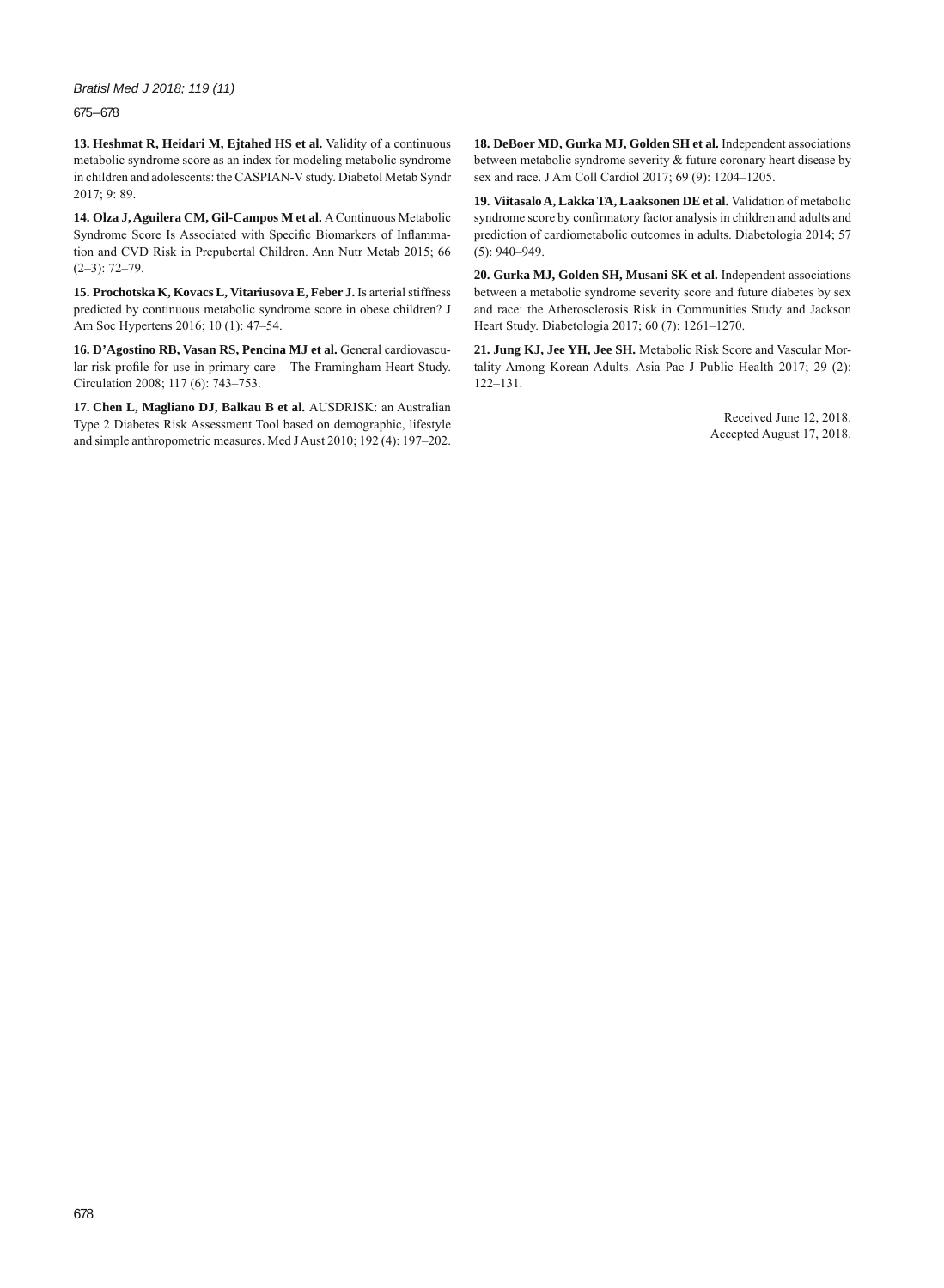**13. Heshmat R, Heidari M, Ejtahed HS et al.** Validity of a continuous metabolic syndrome score as an index for modeling metabolic syndrome in children and adolescents: the CASPIAN-V study. Diabetol Metab Syndr 2017; 9: 89.

**14. Olza J, Aguilera CM, Gil-Campos M et al.** A Continuous Metabolic Syndrome Score Is Associated with Specific Biomarkers of Inflammation and CVD Risk in Prepubertal Children. Ann Nutr Metab 2015; 66 (2–3): 72–79.

**15. Prochotska K, Kovacs L, Vitariusova E, Feber J.** Is arterial stiffness predicted by continuous metabolic syndrome score in obese children? J Am Soc Hypertens 2016; 10 (1): 47–54.

**16. D'Agostino RB, Vasan RS, Pencina MJ et al.** General cardiovascular risk profile for use in primary care – The Framingham Heart Study. Circulation 2008; 117 (6): 743–753.

**17. Chen L, Magliano DJ, Balkau B et al.** AUSDRISK: an Australian Type 2 Diabetes Risk Assessment Tool based on demographic, lifestyle and simple anthropometric measures. Med J Aust 2010; 192 (4): 197–202.

**18. DeBoer MD, Gurka MJ, Golden SH et al.** Independent associations between metabolic syndrome severity & future coronary heart disease by sex and race. J Am Coll Cardiol 2017; 69 (9): 1204–1205.

**19. Viitasalo A, Lakka TA, Laaksonen DE et al.** Validation of metabolic syndrome score by confirmatory factor analysis in children and adults and prediction of cardiometabolic outcomes in adults. Diabetologia 2014; 57 (5): 940–949.

**20. Gurka MJ, Golden SH, Musani SK et al.** Independent associations between a metabolic syndrome severity score and future diabetes by sex and race: the Atherosclerosis Risk in Communities Study and Jackson Heart Study. Diabetologia 2017; 60 (7): 1261–1270.

**21. Jung KJ, Jee YH, Jee SH.** Metabolic Risk Score and Vascular Mortality Among Korean Adults. Asia Pac J Public Health 2017; 29 (2): 122–131.

Received June 12, 2018.
Accepted August 17, 2018.